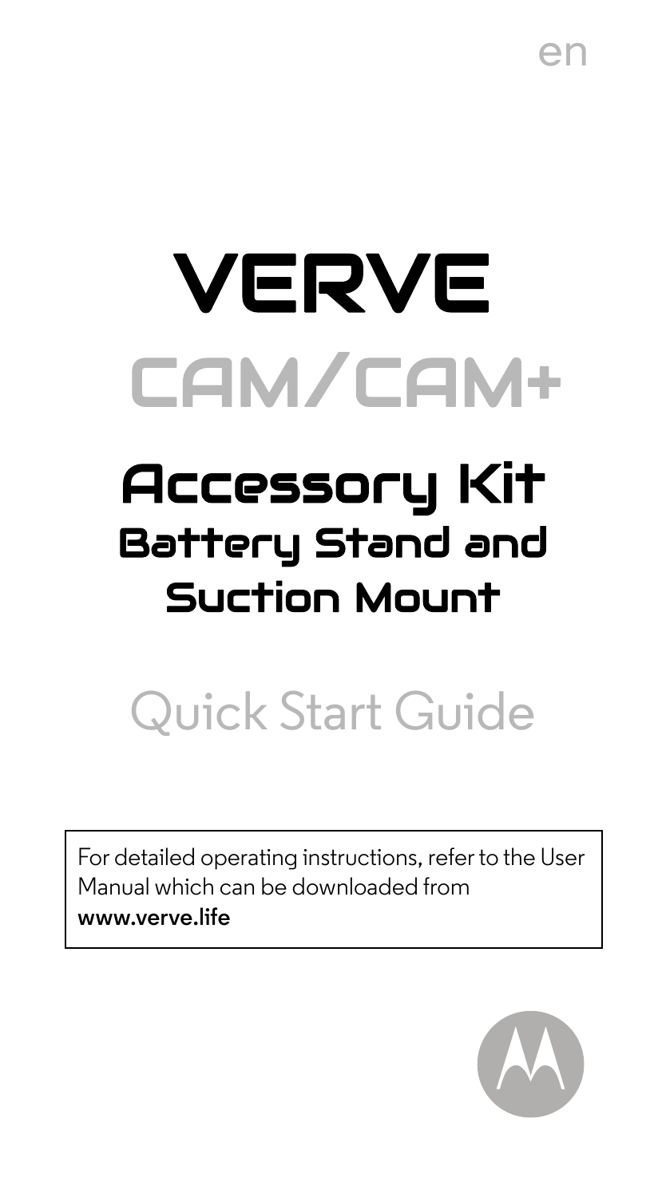en

# VERVE

# CAM/CAM+

## Accessory Kit

### Battery Stand and Suction Mount

## Quick Start Guide

For detailed operating instructions, refer to the User Manual which can be downloaded from **www.verve.life**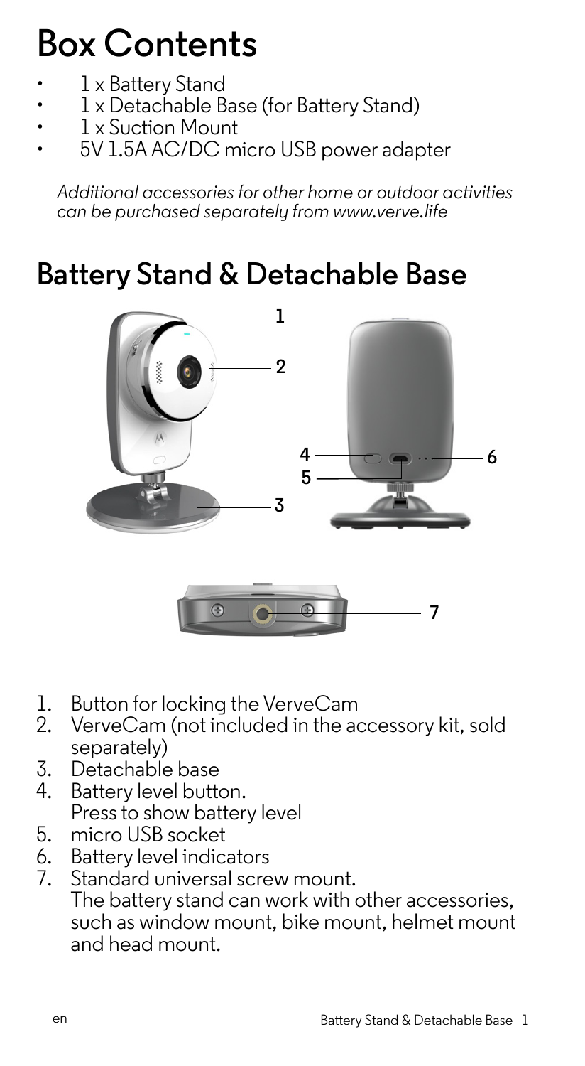# Box Contents

- 1 x Battery Stand
- 1 x Detachable Base (for Battery Stand)
- 1 x Suction Mount
- 5V 1.5A AC/DC micro USB power adapter

*Additional accessories for other home or outdoor activities can be purchased separately from www.verve.life*

## Battery Stand & Detachable Base

1. Button for locking the VerveCam
2. VerveCam (not included in the accessory kit, sold separately)
3. Detachable base
4. Battery level button.
   Press to show battery level
5. micro USB socket
6. Battery level indicators
7. Standard universal screw mount.
   The battery stand can work with other accessories, such as window mount, bike mount, helmet mount and head mount.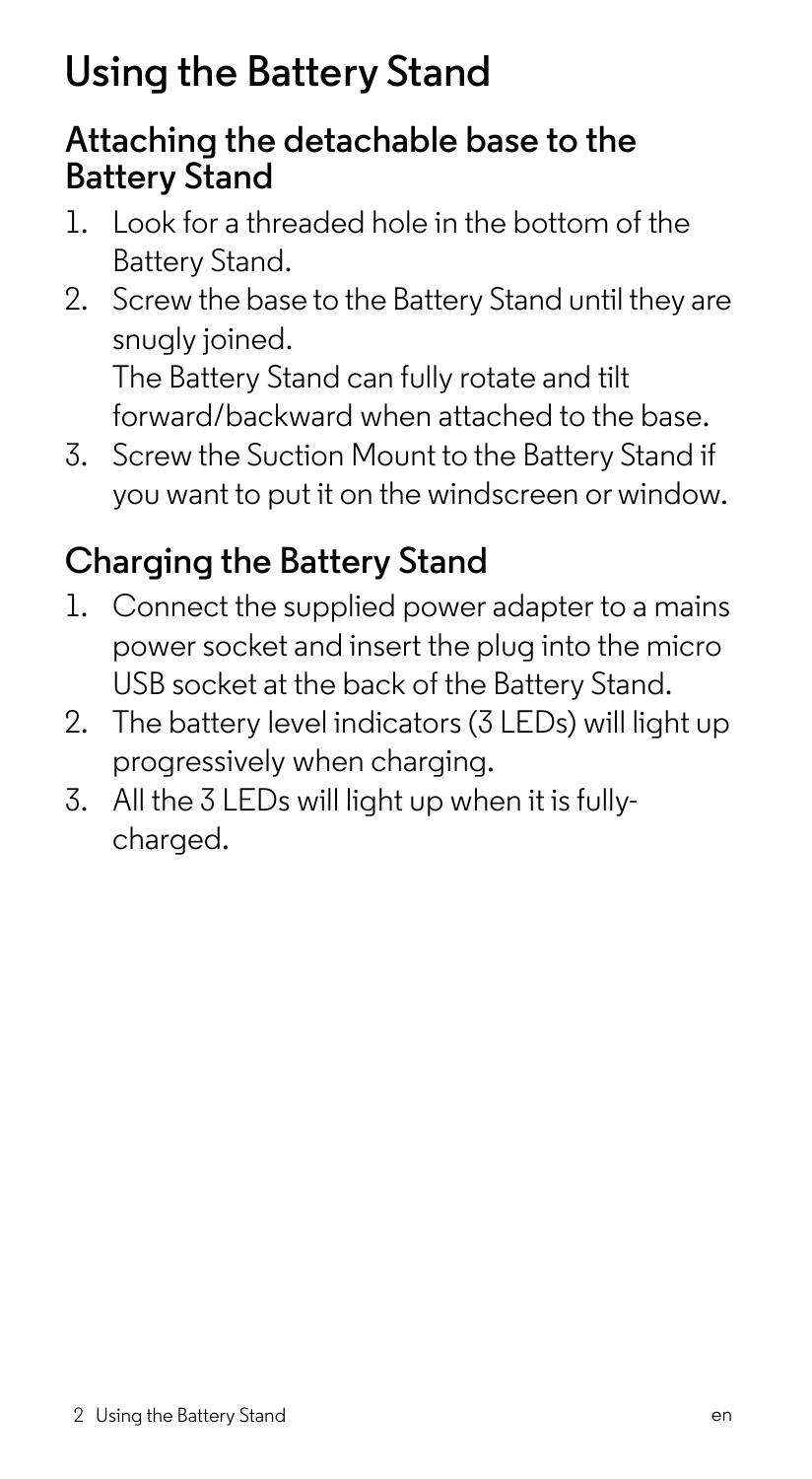# Using the Battery Stand

## Attaching the detachable base to the Battery Stand

1. Look for a threaded hole in the bottom of the Battery Stand.
2. Screw the base to the Battery Stand until they are snugly joined.
   The Battery Stand can fully rotate and tilt forward/backward when attached to the base.
3. Screw the Suction Mount to the Battery Stand if you want to put it on the windscreen or window.

## Charging the Battery Stand

1. Connect the supplied power adapter to a mains power socket and insert the plug into the micro USB socket at the back of the Battery Stand.
2. The battery level indicators (3 LEDs) will light up progressively when charging.
3. All the 3 LEDs will light up when it is fully-charged.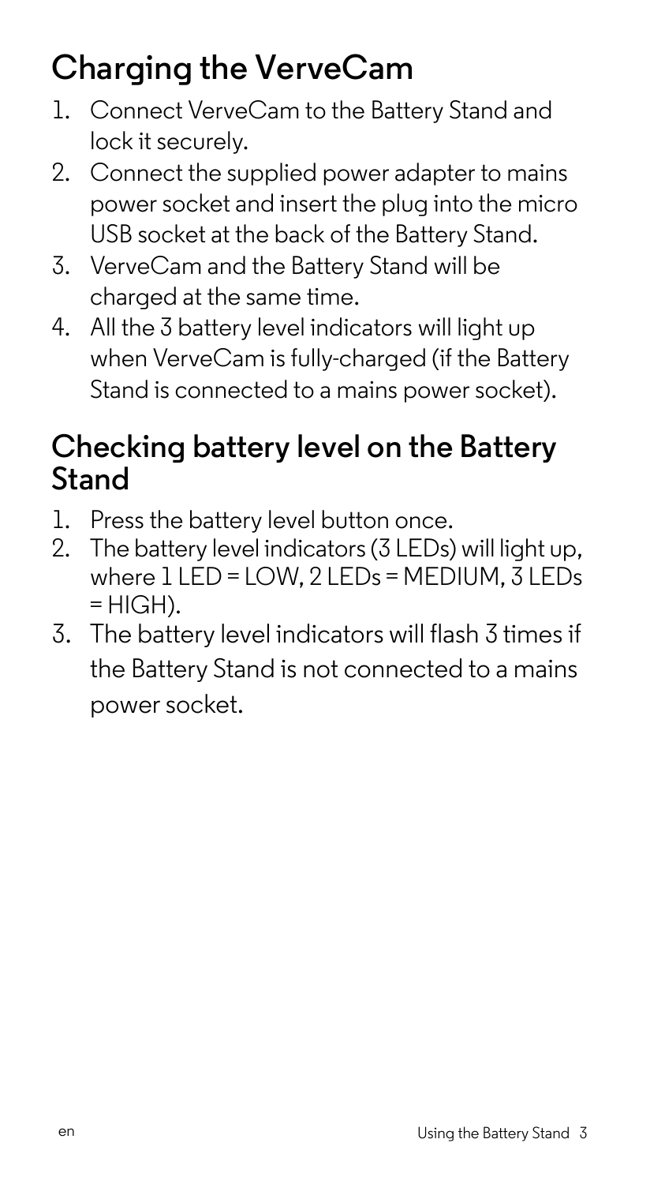## Charging the VerveCam

1. Connect VerveCam to the Battery Stand and lock it securely.
2. Connect the supplied power adapter to mains power socket and insert the plug into the micro USB socket at the back of the Battery Stand.
3. VerveCam and the Battery Stand will be charged at the same time.
4. All the 3 battery level indicators will light up when VerveCam is fully-charged (if the Battery Stand is connected to a mains power socket).

## Checking battery level on the Battery Stand

1. Press the battery level button once.
2. The battery level indicators (3 LEDs) will light up, where 1 LED = LOW, 2 LEDs = MEDIUM, 3 LEDs = HIGH).
3. The battery level indicators will flash 3 times if the Battery Stand is not connected to a mains power socket.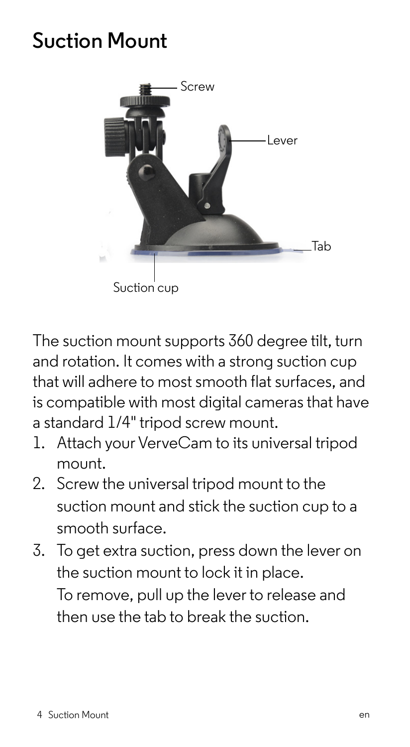# Suction Mount

Screw

Lever

Tab

Suction cup

The suction mount supports 360 degree tilt, turn and rotation. It comes with a strong suction cup that will adhere to most smooth flat surfaces, and is compatible with most digital cameras that have a standard 1/4" tripod screw mount.

1. Attach your VerveCam to its universal tripod mount.
2. Screw the universal tripod mount to the suction mount and stick the suction cup to a smooth surface.
3. To get extra suction, press down the lever on the suction mount to lock it in place.
   To remove, pull up the lever to release and then use the tab to break the suction.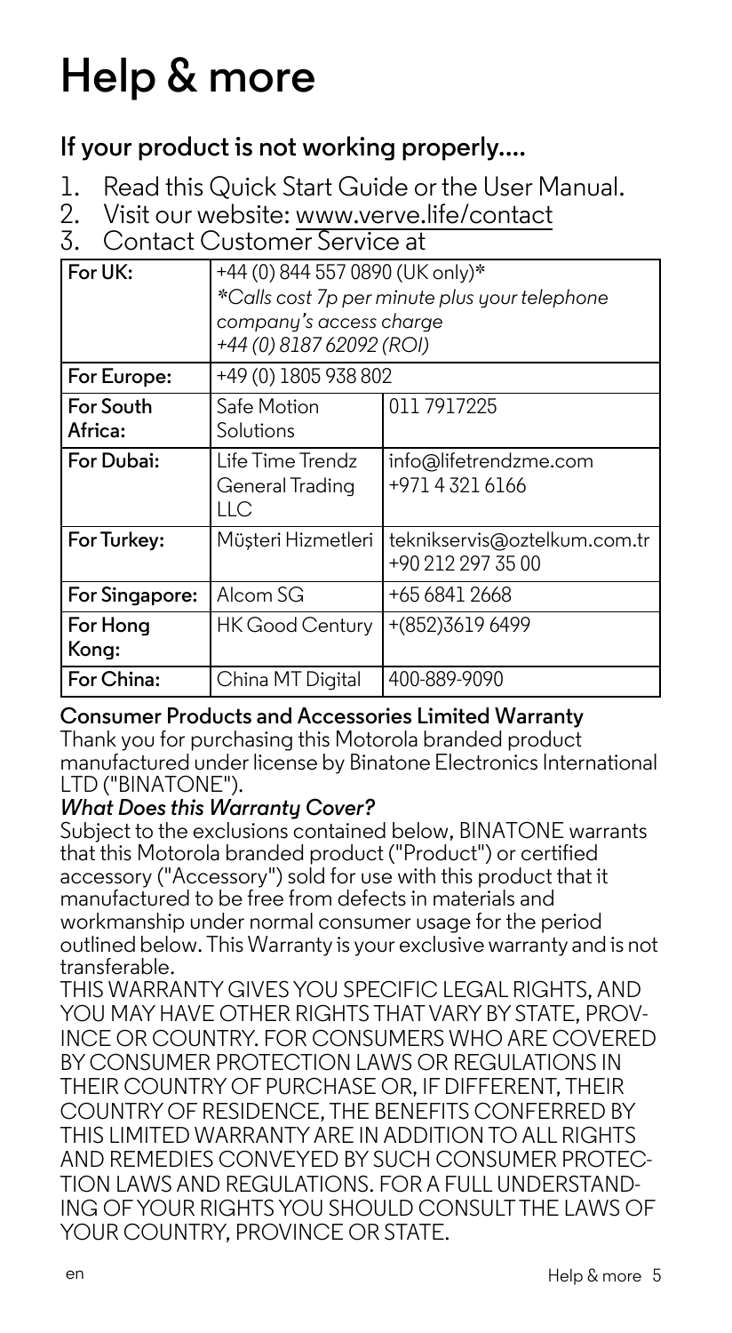# Help & more

## If your product is not working properly....

1. Read this Quick Start Guide or the User Manual.
2. Visit our website: www.verve.life/contact
3. Contact Customer Service at

| For UK: | +44 (0) 844 557 0890 (UK only)* *Calls cost 7p per minute plus your telephone company's access charge* *+44 (0) 8187 62092 (ROI)* | |
|---|---|---|
| For Europe: | +49 (0) 1805 938 802 | |
| For South Africa: | Safe Motion Solutions | 011 7917225 |
| For Dubai: | Life Time Trendz General Trading LLC | info@lifetrendzme.com +971 4 321 6166 |
| For Turkey: | Müşteri Hizmetleri | teknikservis@oztelkum.com.tr +90 212 297 35 00 |
| For Singapore: | Alcom SG | +65 6841 2668 |
| For Hong Kong: | HK Good Century | +(852)3619 6499 |
| For China: | China MT Digital | 400-889-9090 |

**Consumer Products and Accessories Limited Warranty**

Thank you for purchasing this Motorola branded product manufactured under license by Binatone Electronics International LTD ("BINATONE").

***What Does this Warranty Cover?***

Subject to the exclusions contained below, BINATONE warrants that this Motorola branded product ("Product") or certified accessory ("Accessory") sold for use with this product that it manufactured to be free from defects in materials and workmanship under normal consumer usage for the period outlined below. This Warranty is your exclusive warranty and is not transferable.

THIS WARRANTY GIVES YOU SPECIFIC LEGAL RIGHTS, AND YOU MAY HAVE OTHER RIGHTS THAT VARY BY STATE, PROVINCE OR COUNTRY. FOR CONSUMERS WHO ARE COVERED BY CONSUMER PROTECTION LAWS OR REGULATIONS IN THEIR COUNTRY OF PURCHASE OR, IF DIFFERENT, THEIR COUNTRY OF RESIDENCE, THE BENEFITS CONFERRED BY THIS LIMITED WARRANTY ARE IN ADDITION TO ALL RIGHTS AND REMEDIES CONVEYED BY SUCH CONSUMER PROTECTION LAWS AND REGULATIONS. FOR A FULL UNDERSTANDING OF YOUR RIGHTS YOU SHOULD CONSULT THE LAWS OF YOUR COUNTRY, PROVINCE OR STATE.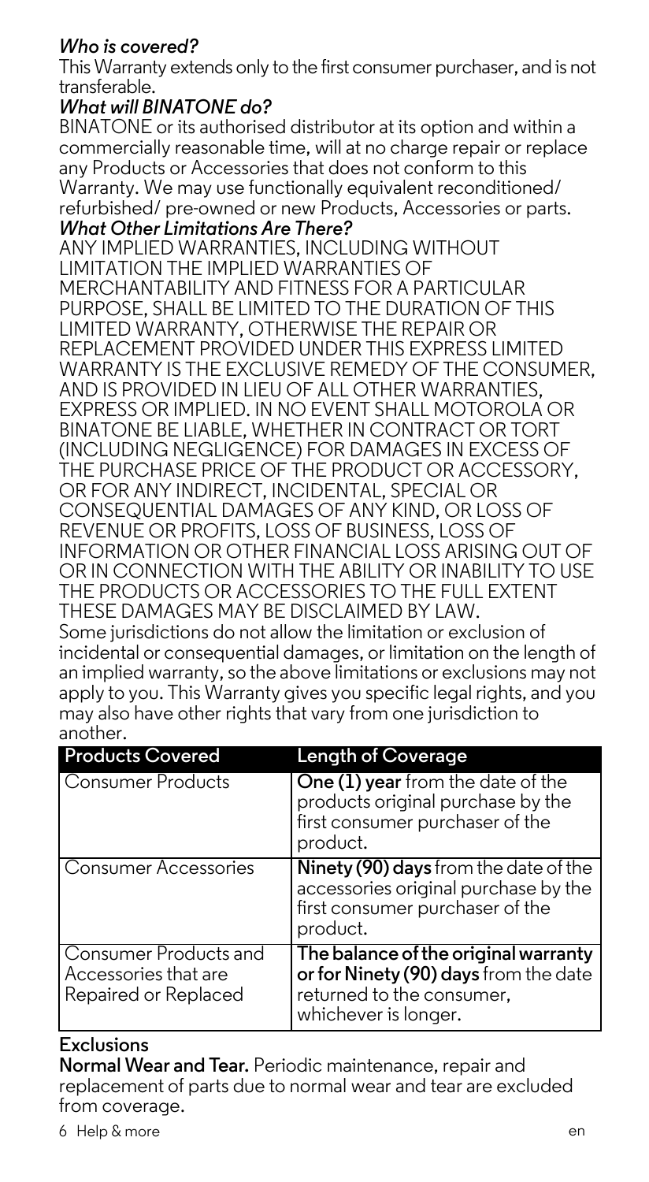### *Who is covered?*

This Warranty extends only to the first consumer purchaser, and is not transferable.

### *What will BINATONE do?*

BINATONE or its authorised distributor at its option and within a commercially reasonable time, will at no charge repair or replace any Products or Accessories that does not conform to this Warranty. We may use functionally equivalent reconditioned/ refurbished/ pre-owned or new Products, Accessories or parts.

### *What Other Limitations Are There?*

ANY IMPLIED WARRANTIES, INCLUDING WITHOUT LIMITATION THE IMPLIED WARRANTIES OF MERCHANTABILITY AND FITNESS FOR A PARTICULAR PURPOSE, SHALL BE LIMITED TO THE DURATION OF THIS LIMITED WARRANTY, OTHERWISE THE REPAIR OR REPLACEMENT PROVIDED UNDER THIS EXPRESS LIMITED WARRANTY IS THE EXCLUSIVE REMEDY OF THE CONSUMER, AND IS PROVIDED IN LIEU OF ALL OTHER WARRANTIES, EXPRESS OR IMPLIED. IN NO EVENT SHALL MOTOROLA OR BINATONE BE LIABLE, WHETHER IN CONTRACT OR TORT (INCLUDING NEGLIGENCE) FOR DAMAGES IN EXCESS OF THE PURCHASE PRICE OF THE PRODUCT OR ACCESSORY, OR FOR ANY INDIRECT, INCIDENTAL, SPECIAL OR CONSEQUENTIAL DAMAGES OF ANY KIND, OR LOSS OF REVENUE OR PROFITS, LOSS OF BUSINESS, LOSS OF INFORMATION OR OTHER FINANCIAL LOSS ARISING OUT OF OR IN CONNECTION WITH THE ABILITY OR INABILITY TO USE THE PRODUCTS OR ACCESSORIES TO THE FULL EXTENT THESE DAMAGES MAY BE DISCLAIMED BY LAW.

Some jurisdictions do not allow the limitation or exclusion of incidental or consequential damages, or limitation on the length of an implied warranty, so the above limitations or exclusions may not apply to you. This Warranty gives you specific legal rights, and you may also have other rights that vary from one jurisdiction to another.

| Products Covered | Length of Coverage |
|---|---|
| Consumer Products | **One (1) year** from the date of the products original purchase by the first consumer purchaser of the product. |
| Consumer Accessories | **Ninety (90) days** from the date of the accessories original purchase by the first consumer purchaser of the product. |
| Consumer Products and Accessories that are Repaired or Replaced | **The balance of the original warranty or for Ninety (90) days** from the date returned to the consumer, whichever is longer. |

### Exclusions

**Normal Wear and Tear.** Periodic maintenance, repair and replacement of parts due to normal wear and tear are excluded from coverage.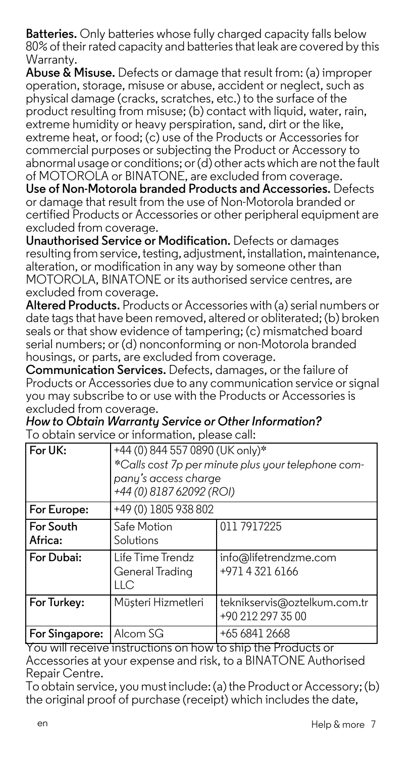**Batteries.** Only batteries whose fully charged capacity falls below 80% of their rated capacity and batteries that leak are covered by this Warranty.

**Abuse & Misuse.** Defects or damage that result from: (a) improper operation, storage, misuse or abuse, accident or neglect, such as physical damage (cracks, scratches, etc.) to the surface of the product resulting from misuse; (b) contact with liquid, water, rain, extreme humidity or heavy perspiration, sand, dirt or the like, extreme heat, or food; (c) use of the Products or Accessories for commercial purposes or subjecting the Product or Accessory to abnormal usage or conditions; or (d) other acts which are not the fault of MOTOROLA or BINATONE, are excluded from coverage.

**Use of Non-Motorola branded Products and Accessories.** Defects or damage that result from the use of Non-Motorola branded or certified Products or Accessories or other peripheral equipment are excluded from coverage.

**Unauthorised Service or Modification.** Defects or damages resulting from service, testing, adjustment, installation, maintenance, alteration, or modification in any way by someone other than MOTOROLA, BINATONE or its authorised service centres, are excluded from coverage.

**Altered Products.** Products or Accessories with (a) serial numbers or date tags that have been removed, altered or obliterated; (b) broken seals or that show evidence of tampering; (c) mismatched board serial numbers; or (d) nonconforming or non-Motorola branded housings, or parts, are excluded from coverage.

**Communication Services.** Defects, damages, or the failure of Products or Accessories due to any communication service or signal you may subscribe to or use with the Products or Accessories is excluded from coverage.

***How to Obtain Warranty Service or Other Information?***

To obtain service or information, please call:

| | | |
|---|---|---|
| **For UK:** | +44 (0) 844 557 0890 (UK only)* *Calls cost 7p per minute plus your telephone company's access charge* *+44 (0) 8187 62092 (ROI)* | |
| **For Europe:** | +49 (0) 1805 938 802 | |
| **For South Africa:** | Safe Motion Solutions | 011 7917225 |
| **For Dubai:** | Life Time Trendz General Trading LLC | info@lifetrendzme.com +971 4 321 6166 |
| **For Turkey:** | Müşteri Hizmetleri | teknikservis@oztelkum.com.tr +90 212 297 35 00 |
| **For Singapore:** | Alcom SG | +65 6841 2668 |

You will receive instructions on how to ship the Products or Accessories at your expense and risk, to a BINATONE Authorised Repair Centre.

To obtain service, you must include: (a) the Product or Accessory; (b) the original proof of purchase (receipt) which includes the date,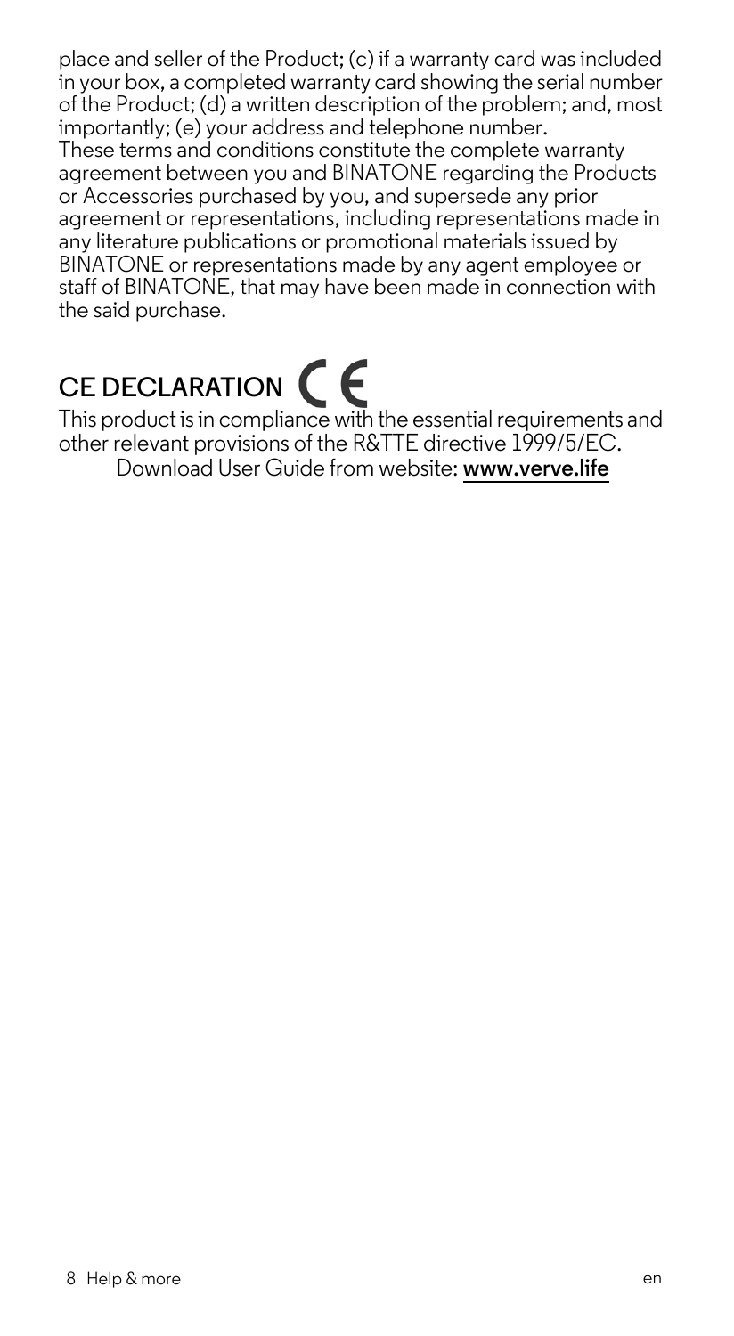place and seller of the Product; (c) if a warranty card was included in your box, a completed warranty card showing the serial number of the Product; (d) a written description of the problem; and, most importantly; (e) your address and telephone number.

These terms and conditions constitute the complete warranty agreement between you and BINATONE regarding the Products or Accessories purchased by you, and supersede any prior agreement or representations, including representations made in any literature publications or promotional materials issued by BINATONE or representations made by any agent employee or staff of BINATONE, that may have been made in connection with the said purchase.

## CE DECLARATION CE

This product is in compliance with the essential requirements and other relevant provisions of the R&TTE directive 1999/5/EC.

Download User Guide from website: **www.verve.life**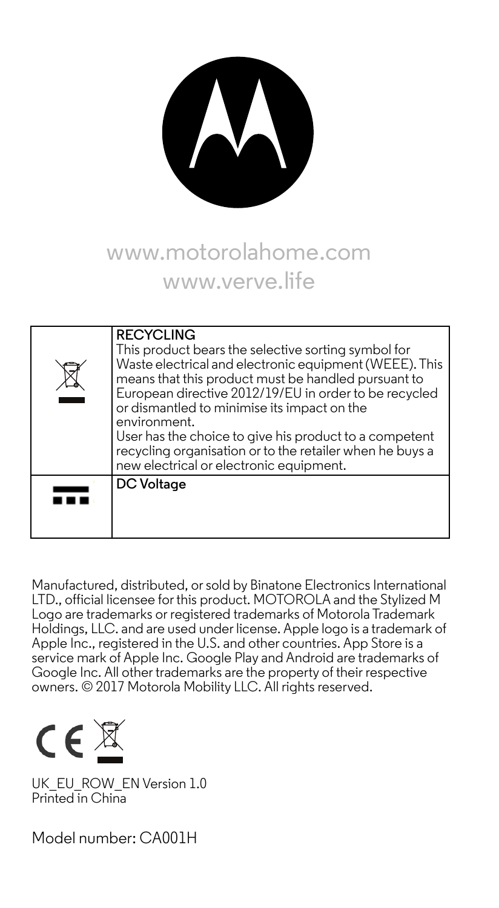www.motorolahome.com
www.verve.life

| | |
|---|---|
| | **RECYCLING**<br>This product bears the selective sorting symbol for Waste electrical and electronic equipment (WEEE). This means that this product must be handled pursuant to European directive 2012/19/EU in order to be recycled or dismantled to minimise its impact on the environment.<br>User has the choice to give his product to a competent recycling organisation or to the retailer when he buys a new electrical or electronic equipment. |
| | **DC Voltage** |

Manufactured, distributed, or sold by Binatone Electronics International LTD., official licensee for this product. MOTOROLA and the Stylized M Logo are trademarks or registered trademarks of Motorola Trademark Holdings, LLC. and are used under license. Apple logo is a trademark of Apple Inc., registered in the U.S. and other countries. App Store is a service mark of Apple Inc. Google Play and Android are trademarks of Google Inc. All other trademarks are the property of their respective owners. © 2017 Motorola Mobility LLC. All rights reserved.

CE

UK_EU_ROW_EN Version 1.0
Printed in China

Model number: CA001H